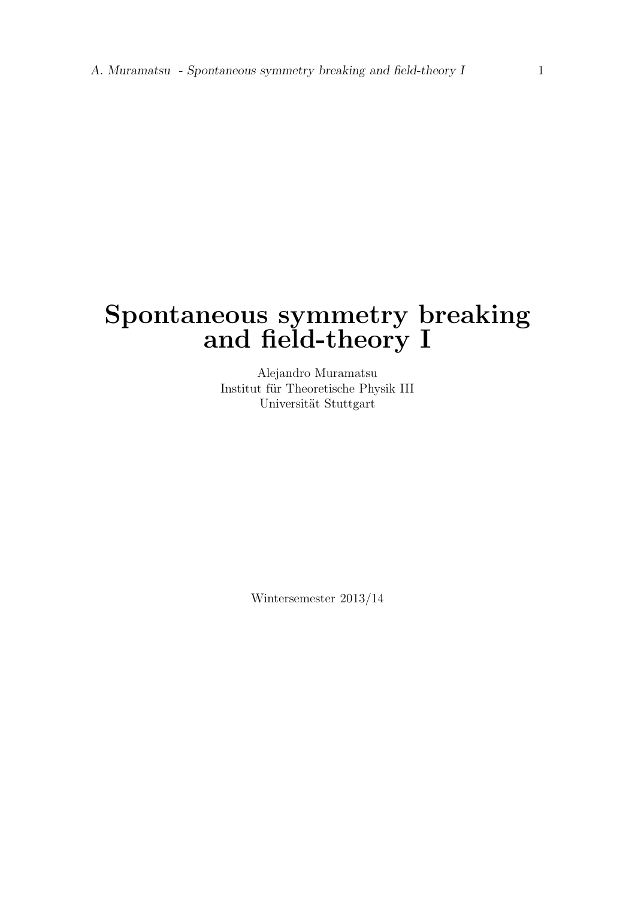# Spontaneous symmetry breaking and field-theory I

Alejandro Muramatsu
Institut für Theoretische Physik III
Universität Stuttgart

Wintersemester 2013/14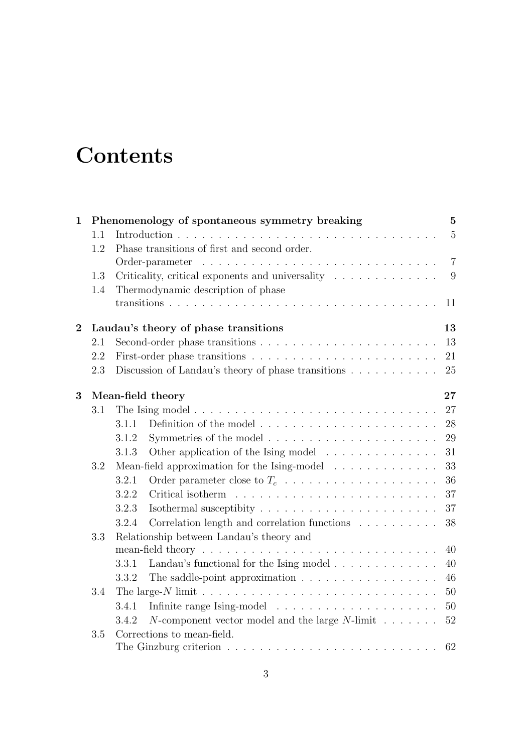# Contents

**1 Phenomenology of spontaneous symmetry breaking** **5**

- 1.1 Introduction . . . . . . . . . . . . . . . . . . . . . . . . . . . . . . . . . 5
- 1.2 Phase transitions of first and second order. Order-parameter . . . . . . . . . . . . . . . . . . . . . . . . . . . . . 7
- 1.3 Criticality, critical exponents and universality . . . . . . . . . . . . . 9
- 1.4 Thermodynamic description of phase transitions . . . . . . . . . . . . . . . . . . . . . . . . . . . . . . . . . 11

**2 Laudau's theory of phase transitions** **13**

- 2.1 Second-order phase transitions . . . . . . . . . . . . . . . . . . . . . . 13
- 2.2 First-order phase transitions . . . . . . . . . . . . . . . . . . . . . . . 21
- 2.3 Discussion of Landau's theory of phase transitions . . . . . . . . . . . 25

**3 Mean-field theory** **27**

- 3.1 The Ising model . . . . . . . . . . . . . . . . . . . . . . . . . . . . . . 27
  - 3.1.1 Definition of the model . . . . . . . . . . . . . . . . . . . . . . 28
  - 3.1.2 Symmetries of the model . . . . . . . . . . . . . . . . . . . . . 29
  - 3.1.3 Other application of the Ising model . . . . . . . . . . . . . . 31
- 3.2 Mean-field approximation for the Ising-model . . . . . . . . . . . . . 33
  - 3.2.1 Order parameter close to $T_c$ . . . . . . . . . . . . . . . . . . . 36
  - 3.2.2 Critical isotherm . . . . . . . . . . . . . . . . . . . . . . . . . 37
  - 3.2.3 Isothermal susceptibity . . . . . . . . . . . . . . . . . . . . . . 37
  - 3.2.4 Correlation length and correlation functions . . . . . . . . . . 38
- 3.3 Relationship between Landau's theory and mean-field theory . . . . . . . . . . . . . . . . . . . . . . . . . . . . . 40
  - 3.3.1 Landau's functional for the Ising model . . . . . . . . . . . . . 40
  - 3.3.2 The saddle-point approximation . . . . . . . . . . . . . . . . . 46
- 3.4 The large-$N$ limit . . . . . . . . . . . . . . . . . . . . . . . . . . . . . 50
  - 3.4.1 Infinite range Ising-model . . . . . . . . . . . . . . . . . . . . 50
  - 3.4.2 $N$-component vector model and the large $N$-limit . . . . . . . 52
- 3.5 Corrections to mean-field. The Ginzburg criterion . . . . . . . . . . . . . . . . . . . . . . . . . 62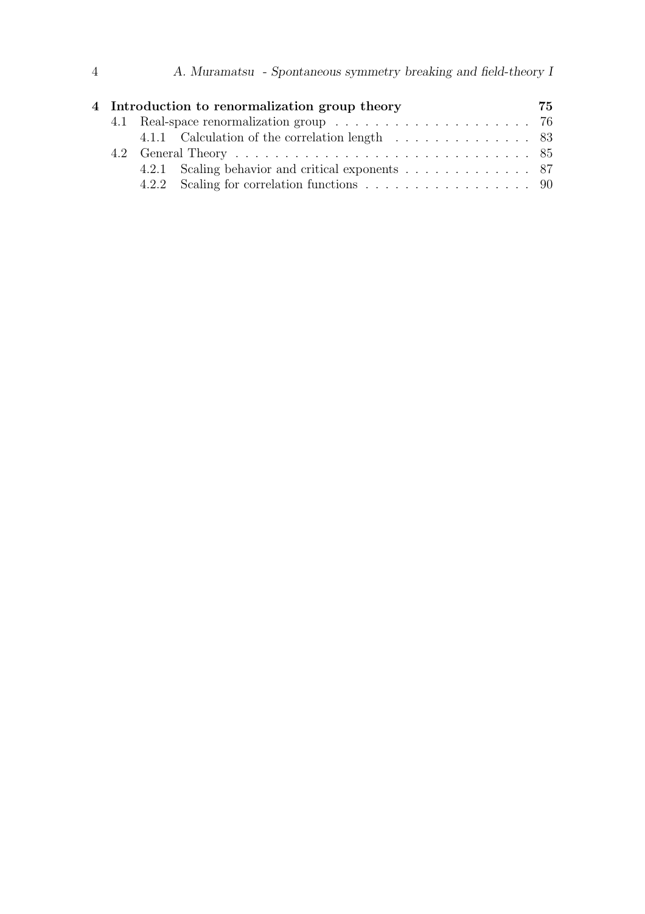**4 Introduction to renormalization group theory** 75

- 4.1 Real-space renormalization group . . . . . . . . . . . . . . . . . . . . 76
  - 4.1.1 Calculation of the correlation length . . . . . . . . . . . . . . 83
- 4.2 General Theory . . . . . . . . . . . . . . . . . . . . . . . . . . . . . . 85
  - 4.2.1 Scaling behavior and critical exponents . . . . . . . . . . . . . 87
  - 4.2.2 Scaling for correlation functions . . . . . . . . . . . . . . . . . 90